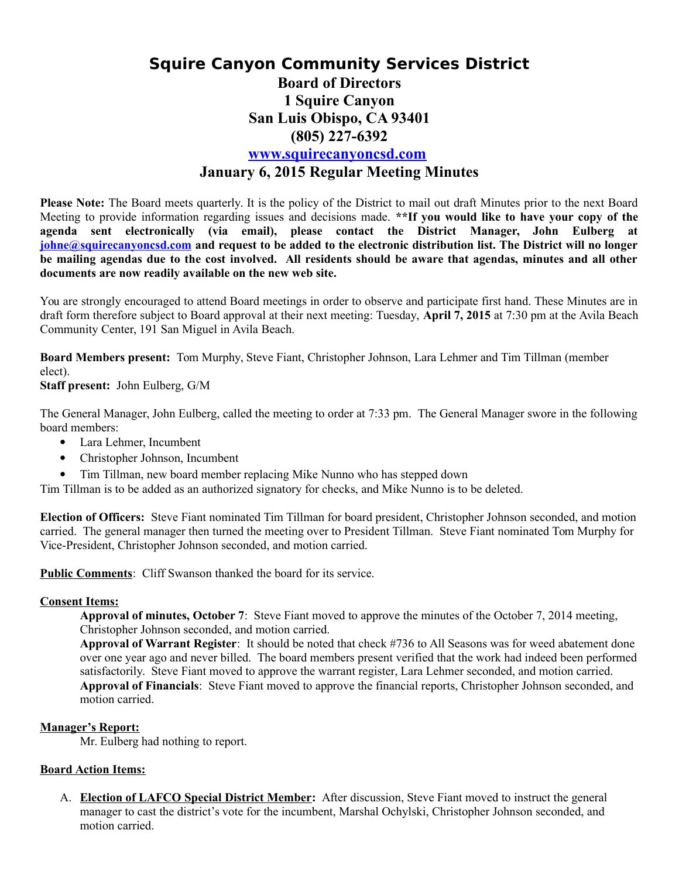# Squire Canyon Community Services District

## Board of Directors
## 1 Squire Canyon
## San Luis Obispo, CA 93401
## (805) 227-6392
## www.squirecanyoncsd.com
## January 6, 2015 Regular Meeting Minutes

**Please Note:** The Board meets quarterly. It is the policy of the District to mail out draft Minutes prior to the next Board Meeting to provide information regarding issues and decisions made. **\*\*If you would like to have your copy of the agenda sent electronically (via email), please contact the District Manager, John Eulberg at johne@squirecanyoncsd.com and request to be added to the electronic distribution list. The District will no longer be mailing agendas due to the cost involved. All residents should be aware that agendas, minutes and all other documents are now readily available on the new web site.**

You are strongly encouraged to attend Board meetings in order to observe and participate first hand. These Minutes are in draft form therefore subject to Board approval at their next meeting: Tuesday, **April 7, 2015** at 7:30 pm at the Avila Beach Community Center, 191 San Miguel in Avila Beach.

**Board Members present:** Tom Murphy, Steve Fiant, Christopher Johnson, Lara Lehmer and Tim Tillman (member elect).
**Staff present:** John Eulberg, G/M

The General Manager, John Eulberg, called the meeting to order at 7:33 pm. The General Manager swore in the following board members:

- Lara Lehmer, Incumbent
- Christopher Johnson, Incumbent
- Tim Tillman, new board member replacing Mike Nunno who has stepped down

Tim Tillman is to be added as an authorized signatory for checks, and Mike Nunno is to be deleted.

**Election of Officers:** Steve Fiant nominated Tim Tillman for board president, Christopher Johnson seconded, and motion carried. The general manager then turned the meeting over to President Tillman. Steve Fiant nominated Tom Murphy for Vice-President, Christopher Johnson seconded, and motion carried.

**Public Comments**: Cliff Swanson thanked the board for its service.

**Consent Items:**

**Approval of minutes, October 7**: Steve Fiant moved to approve the minutes of the October 7, 2014 meeting, Christopher Johnson seconded, and motion carried.
**Approval of Warrant Register**: It should be noted that check #736 to All Seasons was for weed abatement done over one year ago and never billed. The board members present verified that the work had indeed been performed satisfactorily. Steve Fiant moved to approve the warrant register, Lara Lehmer seconded, and motion carried.
**Approval of Financials**: Steve Fiant moved to approve the financial reports, Christopher Johnson seconded, and motion carried.

**Manager's Report:**

Mr. Eulberg had nothing to report.

**Board Action Items:**

A. **Election of LAFCO Special District Member:** After discussion, Steve Fiant moved to instruct the general manager to cast the district's vote for the incumbent, Marshal Ochylski, Christopher Johnson seconded, and motion carried.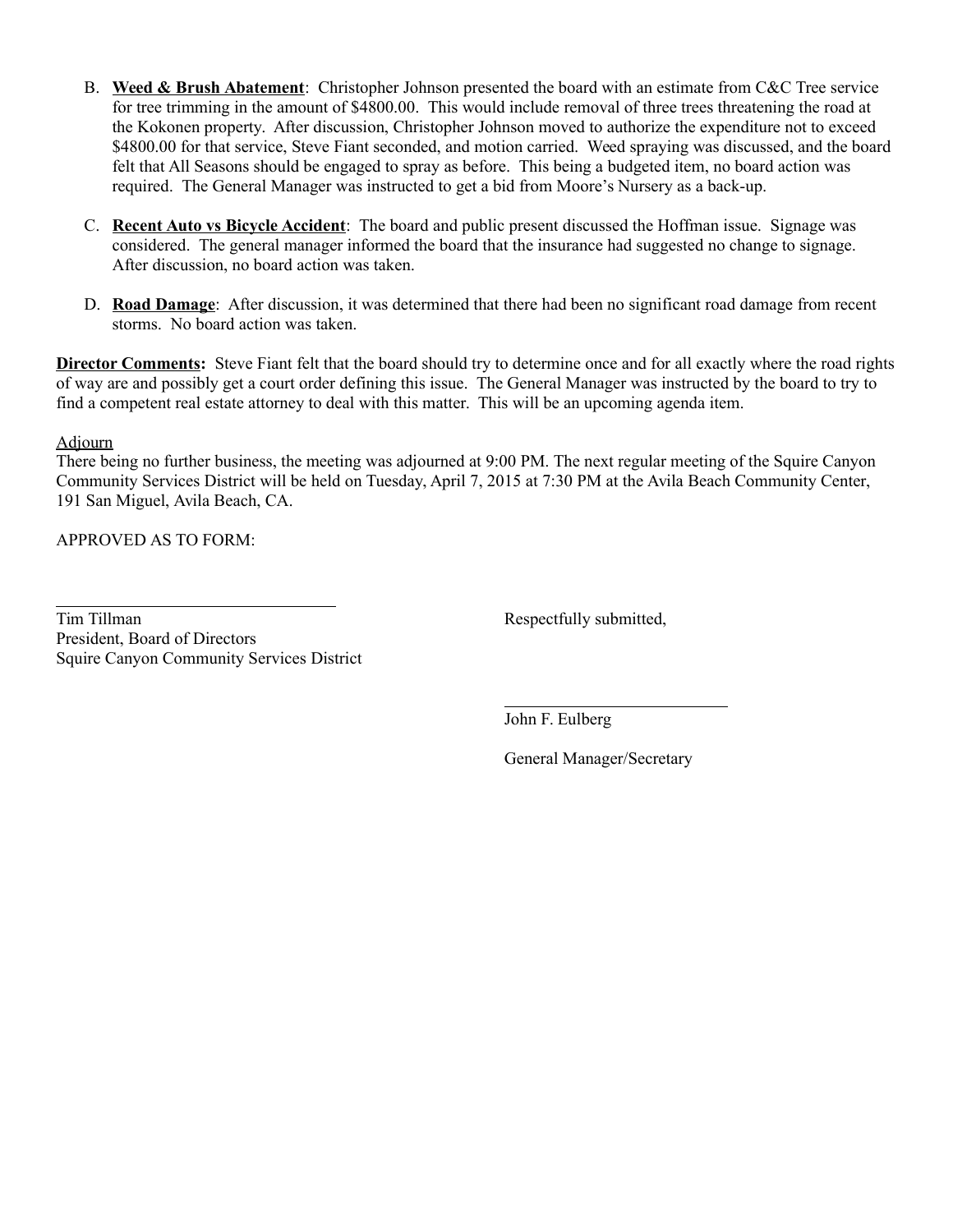B. **Weed & Brush Abatement**: Christopher Johnson presented the board with an estimate from C&C Tree service for tree trimming in the amount of $4800.00. This would include removal of three trees threatening the road at the Kokonen property. After discussion, Christopher Johnson moved to authorize the expenditure not to exceed $4800.00 for that service, Steve Fiant seconded, and motion carried. Weed spraying was discussed, and the board felt that All Seasons should be engaged to spray as before. This being a budgeted item, no board action was required. The General Manager was instructed to get a bid from Moore's Nursery as a back-up.

C. **Recent Auto vs Bicycle Accident**: The board and public present discussed the Hoffman issue. Signage was considered. The general manager informed the board that the insurance had suggested no change to signage. After discussion, no board action was taken.

D. **Road Damage**: After discussion, it was determined that there had been no significant road damage from recent storms. No board action was taken.

**Director Comments:** Steve Fiant felt that the board should try to determine once and for all exactly where the road rights of way are and possibly get a court order defining this issue. The General Manager was instructed by the board to try to find a competent real estate attorney to deal with this matter. This will be an upcoming agenda item.

Adjourn

There being no further business, the meeting was adjourned at 9:00 PM. The next regular meeting of the Squire Canyon Community Services District will be held on Tuesday, April 7, 2015 at 7:30 PM at the Avila Beach Community Center, 191 San Miguel, Avila Beach, CA.

APPROVED AS TO FORM:

\_\_\_\_\_\_\_\_\_\_\_\_\_\_\_\_\_\_\_\_\_\_\_\_\_\_\_\_\_\_\_\_\_\_\_

Tim Tillman
President, Board of Directors
Squire Canyon Community Services District

Respectfully submitted,

\_\_\_\_\_\_\_\_\_\_\_\_\_\_\_\_\_\_\_\_\_\_\_\_\_\_\_\_

John F. Eulberg

General Manager/Secretary